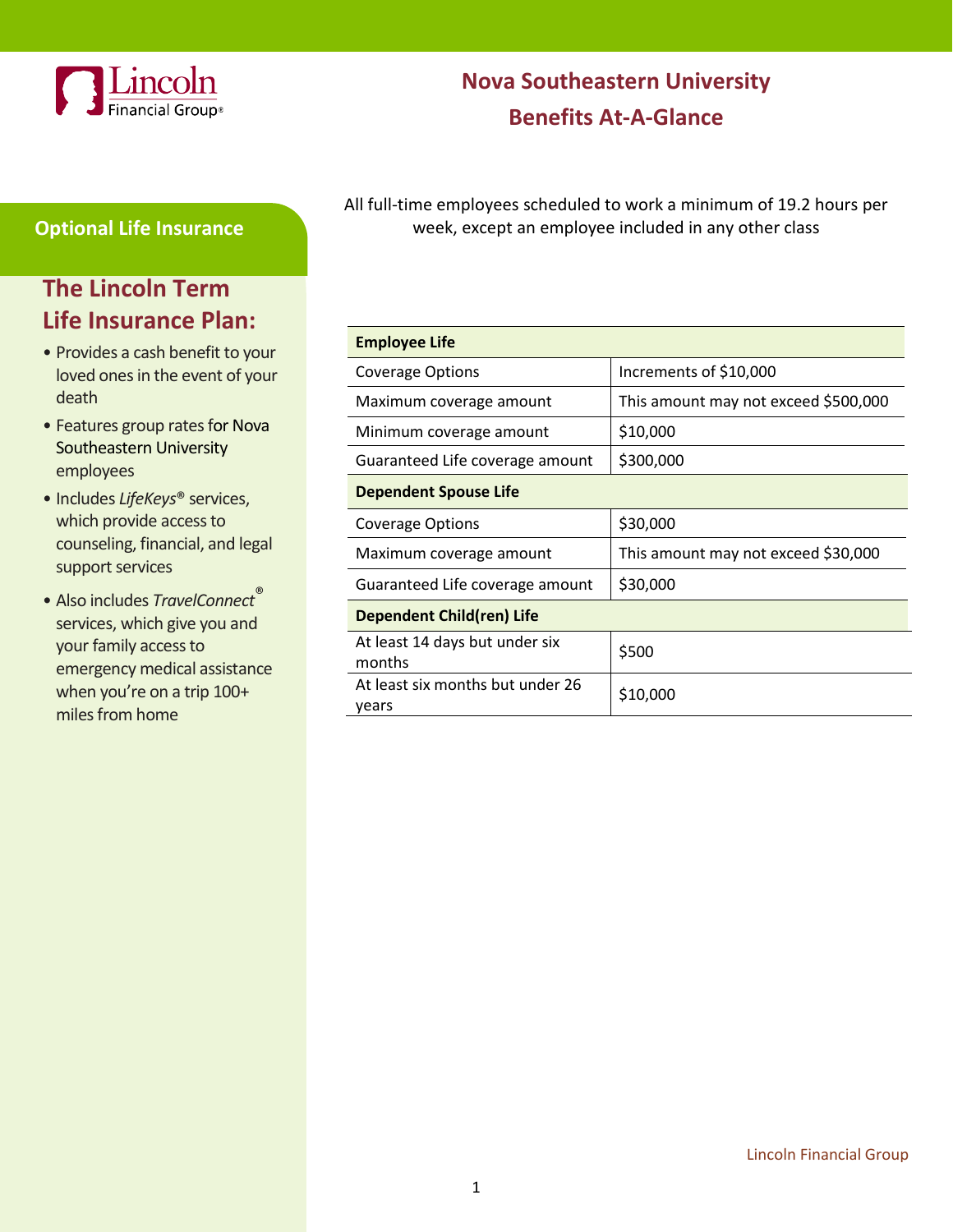# Nova Southeastern University
## Benefits At-A-Glance

## Optional Life Insurance

### The Lincoln Term Life Insurance Plan:

- Provides a cash benefit to your loved ones in the event of your death
- Features group rates for Nova Southeastern University employees
- Includes *LifeKeys*® services, which provide access to counseling, financial, and legal support services
- Also includes *TravelConnect*® services, which give you and your family access to emergency medical assistance when you're on a trip 100+ miles from home

All full-time employees scheduled to work a minimum of 19.2 hours per week, except an employee included in any other class

| **Employee Life** | |
|---|---|
| Coverage Options | Increments of $10,000 |
| Maximum coverage amount | This amount may not exceed $500,000 |
| Minimum coverage amount | $10,000 |
| Guaranteed Life coverage amount | $300,000 |
| **Dependent Spouse Life** | |
| Coverage Options | $30,000 |
| Maximum coverage amount | This amount may not exceed $30,000 |
| Guaranteed Life coverage amount | $30,000 |
| **Dependent Child(ren) Life** | |
| At least 14 days but under six months | $500 |
| At least six months but under 26 years | $10,000 |

Lincoln Financial Group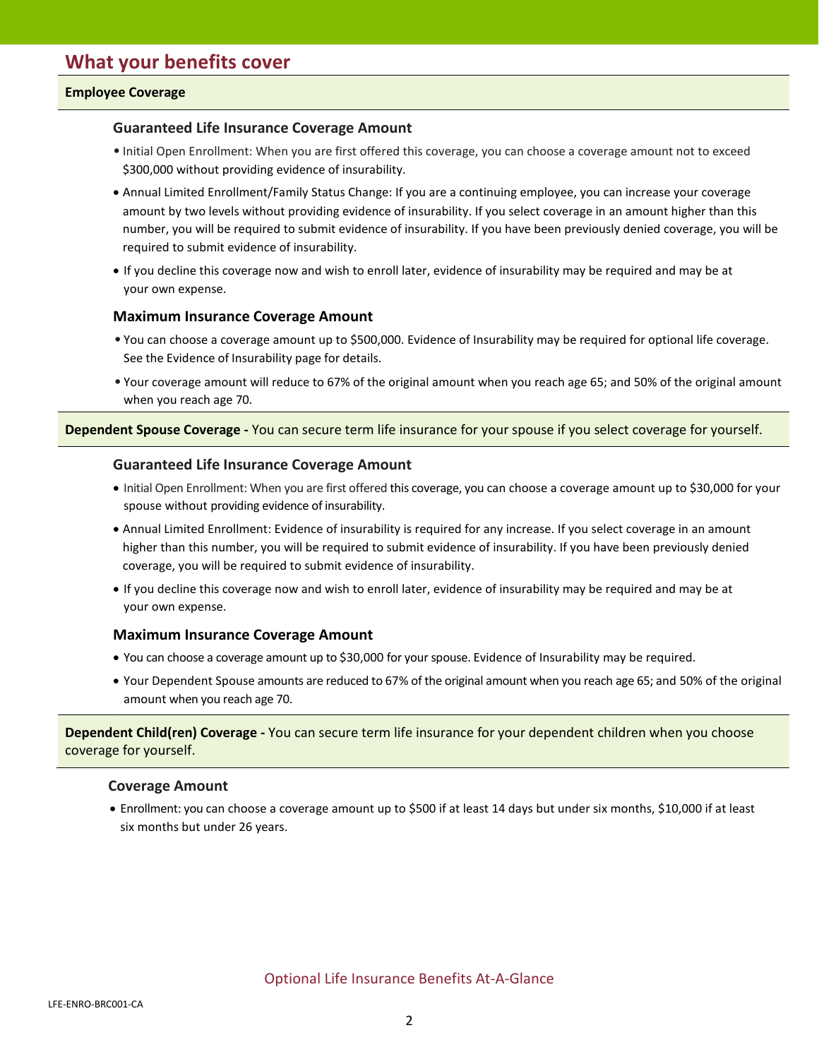## What your benefits cover

**Employee Coverage**

### Guaranteed Life Insurance Coverage Amount

- Initial Open Enrollment: When you are first offered this coverage, you can choose a coverage amount not to exceed $300,000 without providing evidence of insurability.
- Annual Limited Enrollment/Family Status Change: If you are a continuing employee, you can increase your coverage amount by two levels without providing evidence of insurability. If you select coverage in an amount higher than this number, you will be required to submit evidence of insurability. If you have been previously denied coverage, you will be required to submit evidence of insurability.
- If you decline this coverage now and wish to enroll later, evidence of insurability may be required and may be at your own expense.

### Maximum Insurance Coverage Amount

- You can choose a coverage amount up to $500,000. Evidence of Insurability may be required for optional life coverage. See the Evidence of Insurability page for details.
- Your coverage amount will reduce to 67% of the original amount when you reach age 65; and 50% of the original amount when you reach age 70.

**Dependent Spouse Coverage -** You can secure term life insurance for your spouse if you select coverage for yourself.

### Guaranteed Life Insurance Coverage Amount

- Initial Open Enrollment: When you are first offered this coverage, you can choose a coverage amount up to $30,000 for your spouse without providing evidence of insurability.
- Annual Limited Enrollment: Evidence of insurability is required for any increase. If you select coverage in an amount higher than this number, you will be required to submit evidence of insurability. If you have been previously denied coverage, you will be required to submit evidence of insurability.
- If you decline this coverage now and wish to enroll later, evidence of insurability may be required and may be at your own expense.

### Maximum Insurance Coverage Amount

- You can choose a coverage amount up to $30,000 for your spouse. Evidence of Insurability may be required.
- Your Dependent Spouse amounts are reduced to 67% of the original amount when you reach age 65; and 50% of the original amount when you reach age 70.

**Dependent Child(ren) Coverage -** You can secure term life insurance for your dependent children when you choose coverage for yourself.

### Coverage Amount

- Enrollment: you can choose a coverage amount up to $500 if at least 14 days but under six months, $10,000 if at least six months but under 26 years.

Optional Life Insurance Benefits At-A-Glance

LFE-ENRO-BRC001-CA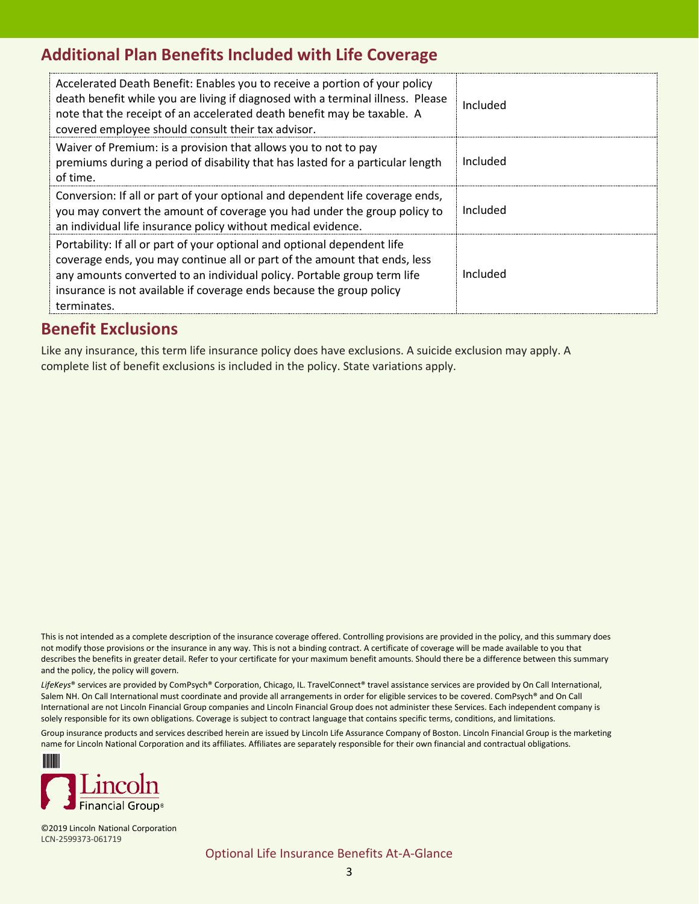## Additional Plan Benefits Included with Life Coverage

| | |
|---|---|
| Accelerated Death Benefit: Enables you to receive a portion of your policy death benefit while you are living if diagnosed with a terminal illness. Please note that the receipt of an accelerated death benefit may be taxable. A covered employee should consult their tax advisor. | Included |
| Waiver of Premium: is a provision that allows you to not to pay premiums during a period of disability that has lasted for a particular length of time. | Included |
| Conversion: If all or part of your optional and dependent life coverage ends, you may convert the amount of coverage you had under the group policy to an individual life insurance policy without medical evidence. | Included |
| Portability: If all or part of your optional and optional dependent life coverage ends, you may continue all or part of the amount that ends, less any amounts converted to an individual policy. Portable group term life insurance is not available if coverage ends because the group policy terminates. | Included |

## Benefit Exclusions

Like any insurance, this term life insurance policy does have exclusions. A suicide exclusion may apply. A complete list of benefit exclusions is included in the policy. State variations apply.

This is not intended as a complete description of the insurance coverage offered. Controlling provisions are provided in the policy, and this summary does not modify those provisions or the insurance in any way. This is not a binding contract. A certificate of coverage will be made available to you that describes the benefits in greater detail. Refer to your certificate for your maximum benefit amounts. Should there be a difference between this summary and the policy, the policy will govern.

*LifeKeys*® services are provided by ComPsych® Corporation, Chicago, IL. TravelConnect® travel assistance services are provided by On Call International, Salem NH. On Call International must coordinate and provide all arrangements in order for eligible services to be covered. ComPsych® and On Call International are not Lincoln Financial Group companies and Lincoln Financial Group does not administer these Services. Each independent company is solely responsible for its own obligations. Coverage is subject to contract language that contains specific terms, conditions, and limitations.

Group insurance products and services described herein are issued by Lincoln Life Assurance Company of Boston. Lincoln Financial Group is the marketing name for Lincoln National Corporation and its affiliates. Affiliates are separately responsible for their own financial and contractual obligations.

Lincoln Financial Group®

©2019 Lincoln National Corporation
LCN-2599373-061719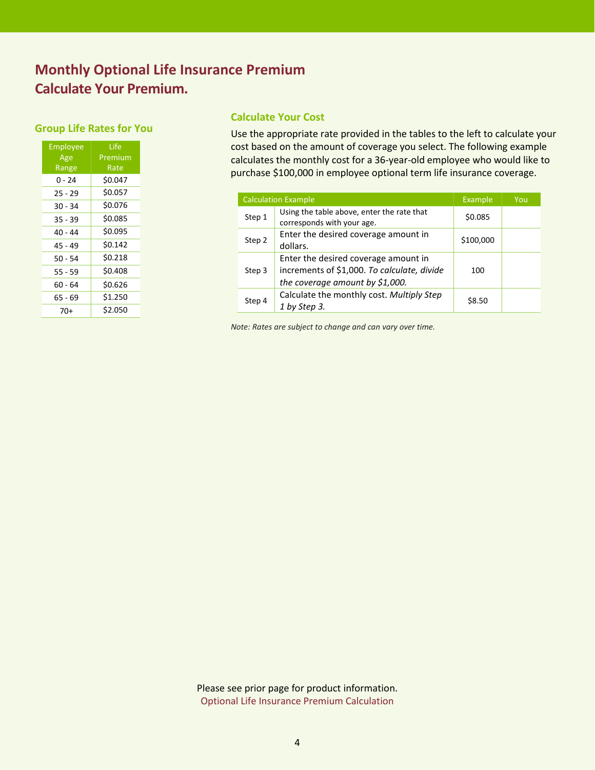# Monthly Optional Life Insurance Premium
# Calculate Your Premium.

### Group Life Rates for You

| Employee Age Range | Life Premium Rate |
|---|---|
| 0 - 24 | $0.047 |
| 25 - 29 | $0.057 |
| 30 - 34 | $0.076 |
| 35 - 39 | $0.085 |
| 40 - 44 | $0.095 |
| 45 - 49 | $0.142 |
| 50 - 54 | $0.218 |
| 55 - 59 | $0.408 |
| 60 - 64 | $0.626 |
| 65 - 69 | $1.250 |
| 70+ | $2.050 |

### Calculate Your Cost

Use the appropriate rate provided in the tables to the left to calculate your cost based on the amount of coverage you select. The following example calculates the monthly cost for a 36-year-old employee who would like to purchase $100,000 in employee optional term life insurance coverage.

| Calculation Example | | Example | You |
|---|---|---|---|
| Step 1 | Using the table above, enter the rate that corresponds with your age. | $0.085 | |
| Step 2 | Enter the desired coverage amount in dollars. | $100,000 | |
| Step 3 | Enter the desired coverage amount in increments of $1,000. *To calculate, divide the coverage amount by $1,000.* | 100 | |
| Step 4 | Calculate the monthly cost. *Multiply Step 1 by Step 3.* | $8.50 | |

*Note: Rates are subject to change and can vary over time.*

Please see prior page for product information.
Optional Life Insurance Premium Calculation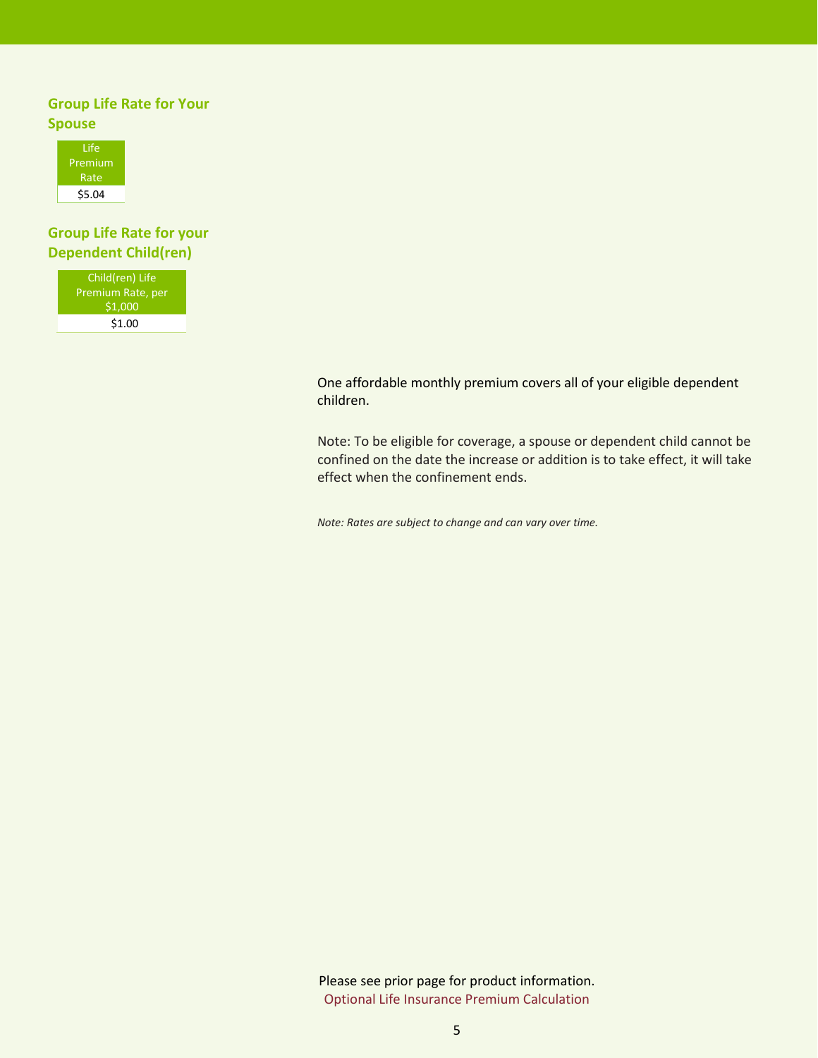### Group Life Rate for Your Spouse

| Life Premium Rate |
| --- |
| $5.04 |

### Group Life Rate for your Dependent Child(ren)

| Child(ren) Life Premium Rate, per $1,000 |
| --- |
| $1.00 |

One affordable monthly premium covers all of your eligible dependent children.

Note: To be eligible for coverage, a spouse or dependent child cannot be confined on the date the increase or addition is to take effect, it will take effect when the confinement ends.

*Note: Rates are subject to change and can vary over time.*

Please see prior page for product information.
Optional Life Insurance Premium Calculation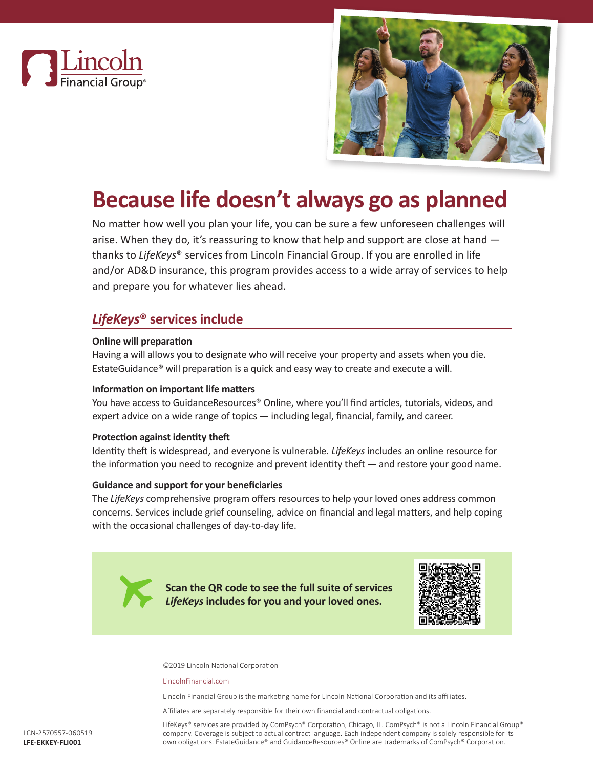Lincoln Financial Group®

# Because life doesn't always go as planned

No matter how well you plan your life, you can be sure a few unforeseen challenges will arise. When they do, it's reassuring to know that help and support are close at hand — thanks to *LifeKeys*® services from Lincoln Financial Group. If you are enrolled in life and/or AD&D insurance, this program provides access to a wide array of services to help and prepare you for whatever lies ahead.

## *LifeKeys*® services include

**Online will preparation**
Having a will allows you to designate who will receive your property and assets when you die. EstateGuidance® will preparation is a quick and easy way to create and execute a will.

**Information on important life matters**
You have access to GuidanceResources® Online, where you'll find articles, tutorials, videos, and expert advice on a wide range of topics — including legal, financial, family, and career.

**Protection against identity theft**
Identity theft is widespread, and everyone is vulnerable. *LifeKeys* includes an online resource for the information you need to recognize and prevent identity theft — and restore your good name.

**Guidance and support for your beneficiaries**
The *LifeKeys* comprehensive program offers resources to help your loved ones address common concerns. Services include grief counseling, advice on financial and legal matters, and help coping with the occasional challenges of day-to-day life.

**Scan the QR code to see the full suite of services *LifeKeys* includes for you and your loved ones.**

©2019 Lincoln National Corporation

LincolnFinancial.com

Lincoln Financial Group is the marketing name for Lincoln National Corporation and its affiliates.

Affiliates are separately responsible for their own financial and contractual obligations.

LifeKeys® services are provided by ComPsych® Corporation, Chicago, IL. ComPsych® is not a Lincoln Financial Group® company. Coverage is subject to actual contract language. Each independent company is solely responsible for its own obligations. EstateGuidance® and GuidanceResources® Online are trademarks of ComPsych® Corporation.

LCN-2570557-060519
**LFE-EKKEY-FLI001**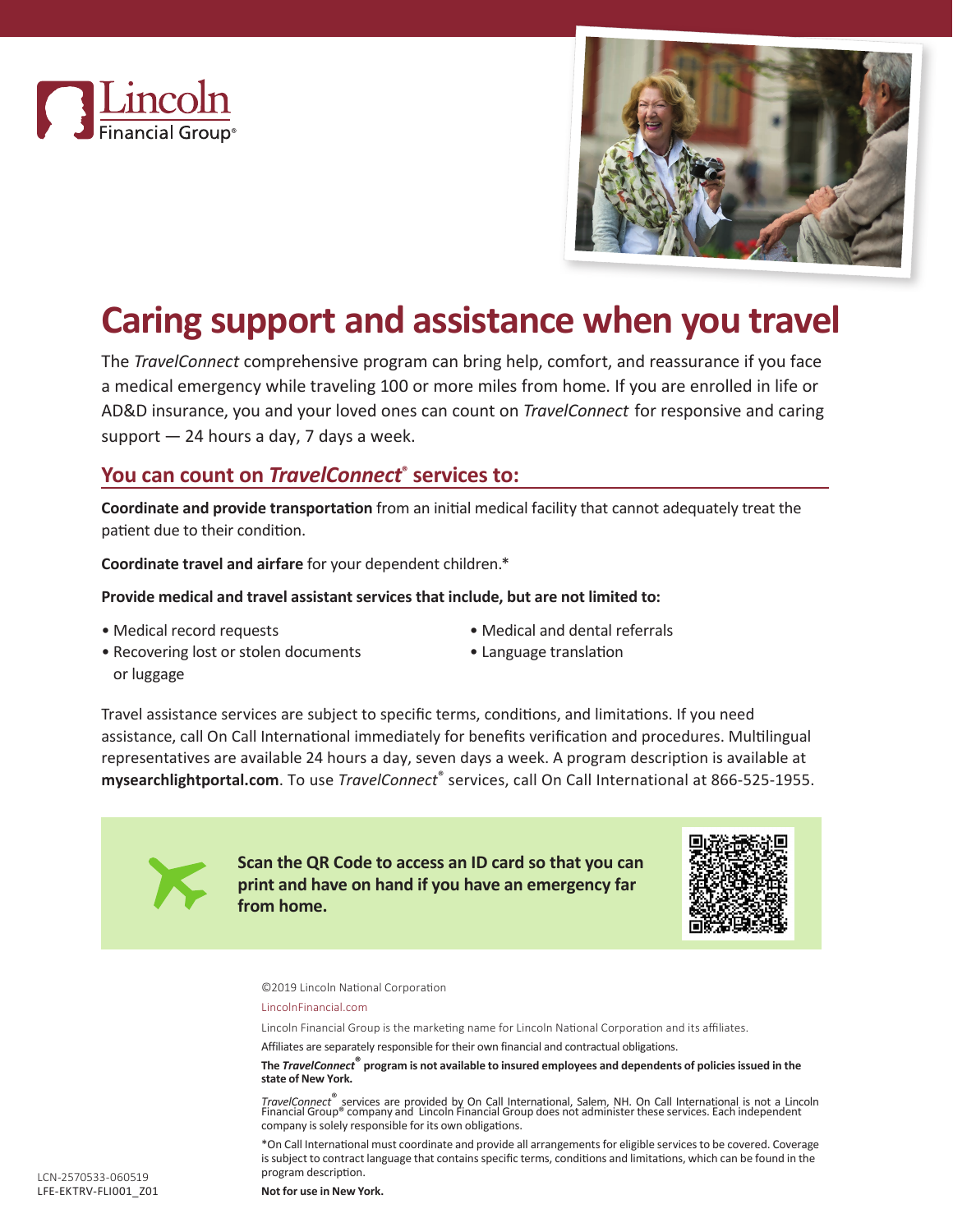Lincoln Financial Group®

# Caring support and assistance when you travel

The *TravelConnect* comprehensive program can bring help, comfort, and reassurance if you face a medical emergency while traveling 100 or more miles from home. If you are enrolled in life or AD&D insurance, you and your loved ones can count on *TravelConnect* for responsive and caring support — 24 hours a day, 7 days a week.

## You can count on *TravelConnect*® services to:

**Coordinate and provide transportation** from an initial medical facility that cannot adequately treat the patient due to their condition.

**Coordinate travel and airfare** for your dependent children.*

**Provide medical and travel assistant services that include, but are not limited to:**

- Medical record requests
- Recovering lost or stolen documents or luggage
- Medical and dental referrals
- Language translation

Travel assistance services are subject to specific terms, conditions, and limitations. If you need assistance, call On Call International immediately for benefits verification and procedures. Multilingual representatives are available 24 hours a day, seven days a week. A program description is available at **mysearchlightportal.com**. To use *TravelConnect*® services, call On Call International at 866-525-1955.

**Scan the QR Code to access an ID card so that you can print and have on hand if you have an emergency far from home.**

©2019 Lincoln National Corporation

LincolnFinancial.com

Lincoln Financial Group is the marketing name for Lincoln National Corporation and its affiliates.

Affiliates are separately responsible for their own financial and contractual obligations.

**The *TravelConnect*® program is not available to insured employees and dependents of policies issued in the state of New York.**

*TravelConnect*® services are provided by On Call International, Salem, NH. On Call International is not a Lincoln Financial Group® company and Lincoln Financial Group does not administer these services. Each independent company is solely responsible for its own obligations.

*On Call International must coordinate and provide all arrangements for eligible services to be covered. Coverage is subject to contract language that contains specific terms, conditions and limitations, which can be found in the program description.

**Not for use in New York.**

LCN-2570533-060519
LFE-EKTRV-FLI001_Z01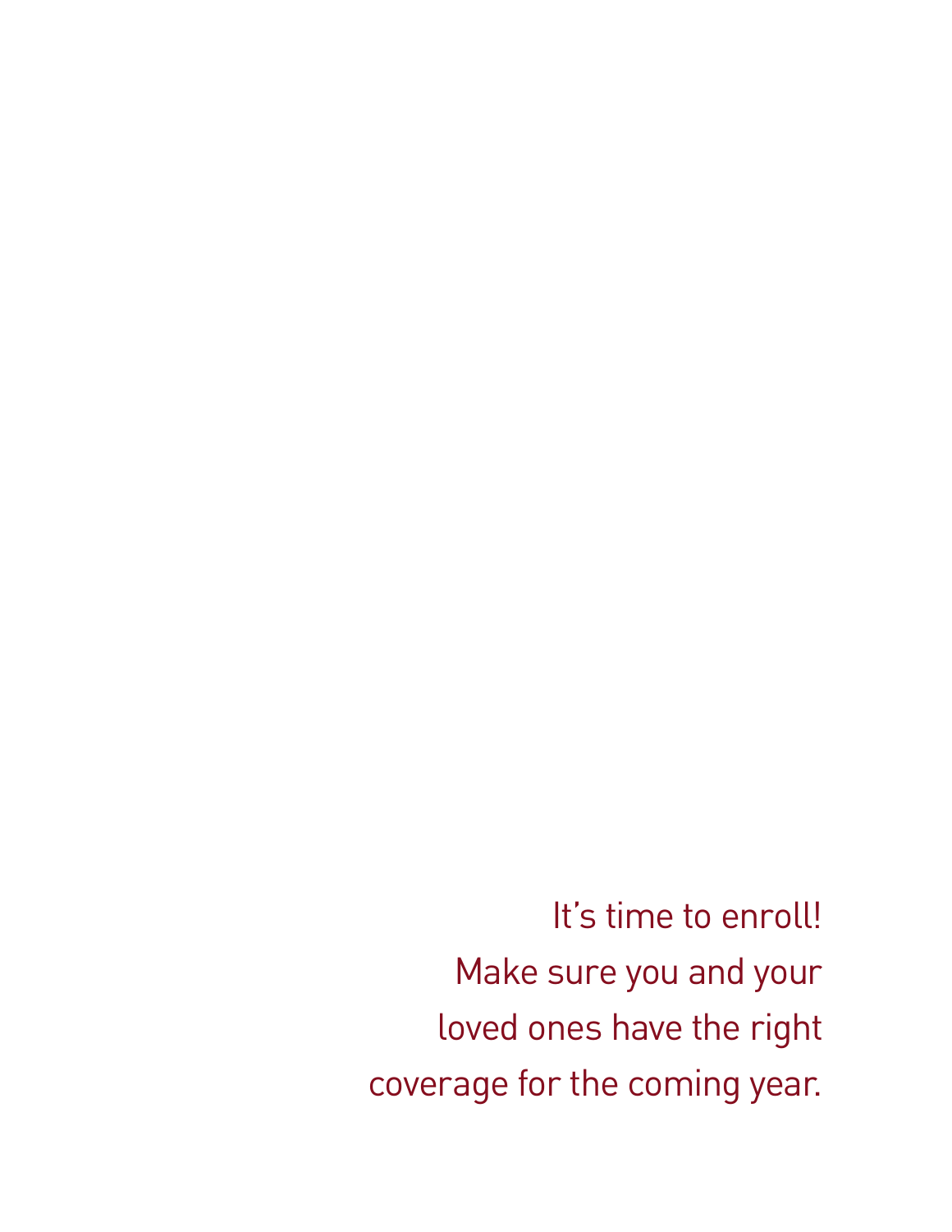It's time to enroll!
Make sure you and your
loved ones have the right
coverage for the coming year.